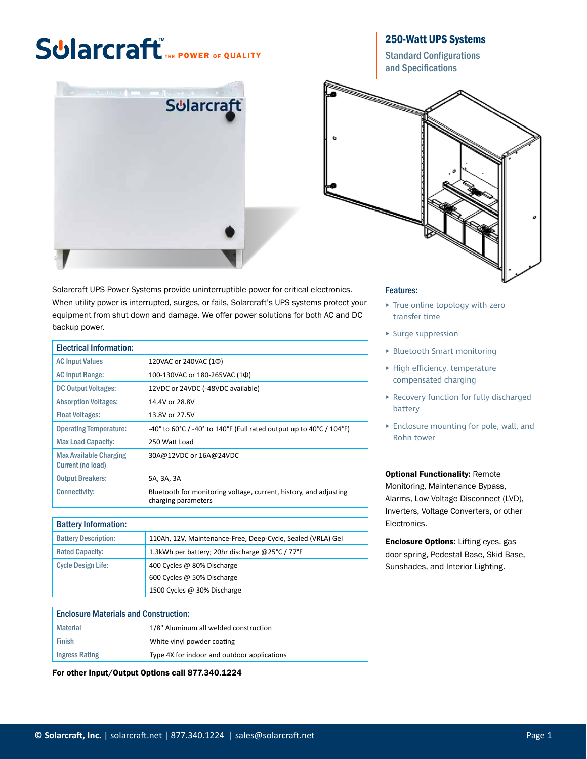# Solarcraft™ THE POWER OF QUALITY

## 250-Watt UPS Systems

Standard Configurations and Specifications

Solarcraft UPS Power Systems provide uninterruptible power for critical electronics. When utility power is interrupted, surges, or fails, Solarcraft's UPS systems protect your equipment from shut down and damage. We offer power solutions for both AC and DC backup power.

| Electrical Information: | |
|---|---|
| AC Input Values | 120VAC or 240VAC (1Φ) |
| AC Input Range: | 100-130VAC or 180-265VAC (1Φ) |
| DC Output Voltages: | 12VDC or 24VDC (-48VDC available) |
| Absorption Voltages: | 14.4V or 28.8V |
| Float Voltages: | 13.8V or 27.5V |
| Operating Temperature: | -40° to 60°C / -40° to 140°F (Full rated output up to 40°C / 104°F) |
| Max Load Capacity: | 250 Watt Load |
| Max Available Charging Current (no load) | 30A@12VDC or 16A@24VDC |
| Output Breakers: | 5A, 3A, 3A |
| Connectivity: | Bluetooth for monitoring voltage, current, history, and adjusting charging parameters |

| Battery Information: | |
|---|---|
| Battery Description: | 110Ah, 12V, Maintenance-Free, Deep-Cycle, Sealed (VRLA) Gel |
| Rated Capacity: | 1.3kWh per battery; 20hr discharge @25°C / 77°F |
| Cycle Design Life: | 400 Cycles @ 80% Discharge<br>600 Cycles @ 50% Discharge<br>1500 Cycles @ 30% Discharge |

| Enclosure Materials and Construction: | |
|---|---|
| Material | 1/8" Aluminum all welded construction |
| Finish | White vinyl powder coating |
| Ingress Rating | Type 4X for indoor and outdoor applications |

**For other Input/Output Options call 877.340.1224**

### Features:

- True online topology with zero transfer time
- Surge suppression
- Bluetooth Smart monitoring
- High efficiency, temperature compensated charging
- Recovery function for fully discharged battery
- Enclosure mounting for pole, wall, and Rohn tower

**Optional Functionality:** Remote Monitoring, Maintenance Bypass, Alarms, Low Voltage Disconnect (LVD), Inverters, Voltage Converters, or other Electronics.

**Enclosure Options:** Lifting eyes, gas door spring, Pedestal Base, Skid Base, Sunshades, and Interior Lighting.

**© Solarcraft, Inc.** | solarcraft.net | 877.340.1224 | sales@solarcraft.net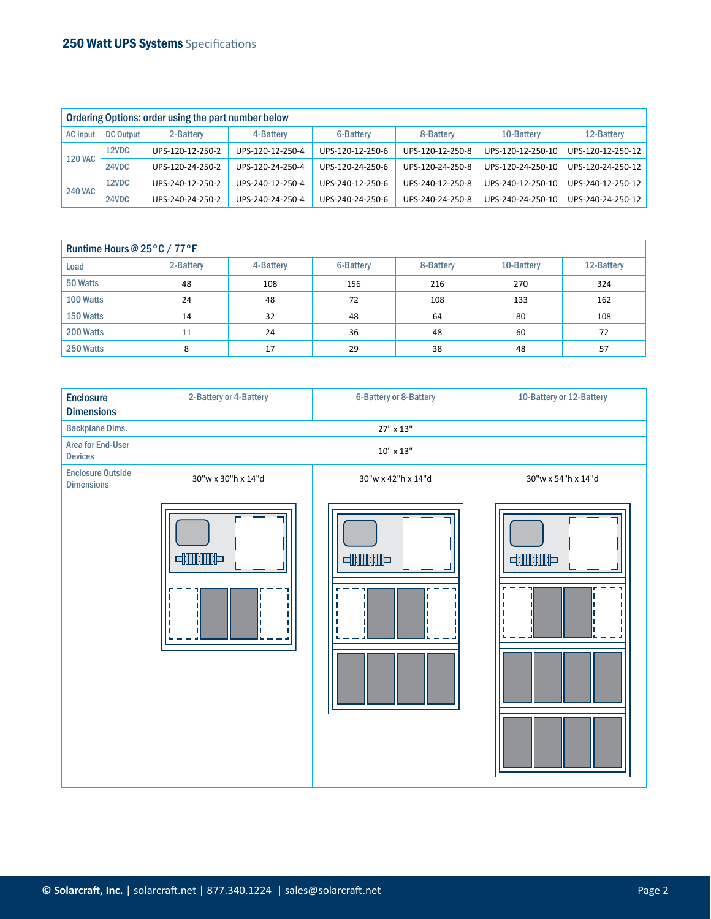## 250 Watt UPS Systems Specifications

| Ordering Options: order using the part number below | | | | | | | |
|---|---|---|---|---|---|---|---|
| AC Input | DC Output | 2-Battery | 4-Battery | 6-Battery | 8-Battery | 10-Battery | 12-Battery |
| 120 VAC | 12VDC | UPS-120-12-250-2 | UPS-120-12-250-4 | UPS-120-12-250-6 | UPS-120-12-250-8 | UPS-120-12-250-10 | UPS-120-12-250-12 |
| | 24VDC | UPS-120-24-250-2 | UPS-120-24-250-4 | UPS-120-24-250-6 | UPS-120-24-250-8 | UPS-120-24-250-10 | UPS-120-24-250-12 |
| 240 VAC | 12VDC | UPS-240-12-250-2 | UPS-240-12-250-4 | UPS-240-12-250-6 | UPS-240-12-250-8 | UPS-240-12-250-10 | UPS-240-12-250-12 |
| | 24VDC | UPS-240-24-250-2 | UPS-240-24-250-4 | UPS-240-24-250-6 | UPS-240-24-250-8 | UPS-240-24-250-10 | UPS-240-24-250-12 |

| Runtime Hours @ 25°C / 77°F | | | | | | |
|---|---|---|---|---|---|---|
| Load | 2-Battery | 4-Battery | 6-Battery | 8-Battery | 10-Battery | 12-Battery |
| 50 Watts | 48 | 108 | 156 | 216 | 270 | 324 |
| 100 Watts | 24 | 48 | 72 | 108 | 133 | 162 |
| 150 Watts | 14 | 32 | 48 | 64 | 80 | 108 |
| 200 Watts | 11 | 24 | 36 | 48 | 60 | 72 |
| 250 Watts | 8 | 17 | 29 | 38 | 48 | 57 |

| Enclosure Dimensions | 2-Battery or 4-Battery | 6-Battery or 8-Battery | 10-Battery or 12-Battery |
|---|---|---|---|
| Backplane Dims. | 27" x 13" | | |
| Area for End-User Devices | 10" x 13" | | |
| Enclosure Outside Dimensions | 30"w x 30"h x 14"d | 30"w x 42"h x 14"d | 30"w x 54"h x 14"d |

© Solarcraft, Inc. | solarcraft.net | 877.340.1224 | sales@solarcraft.net